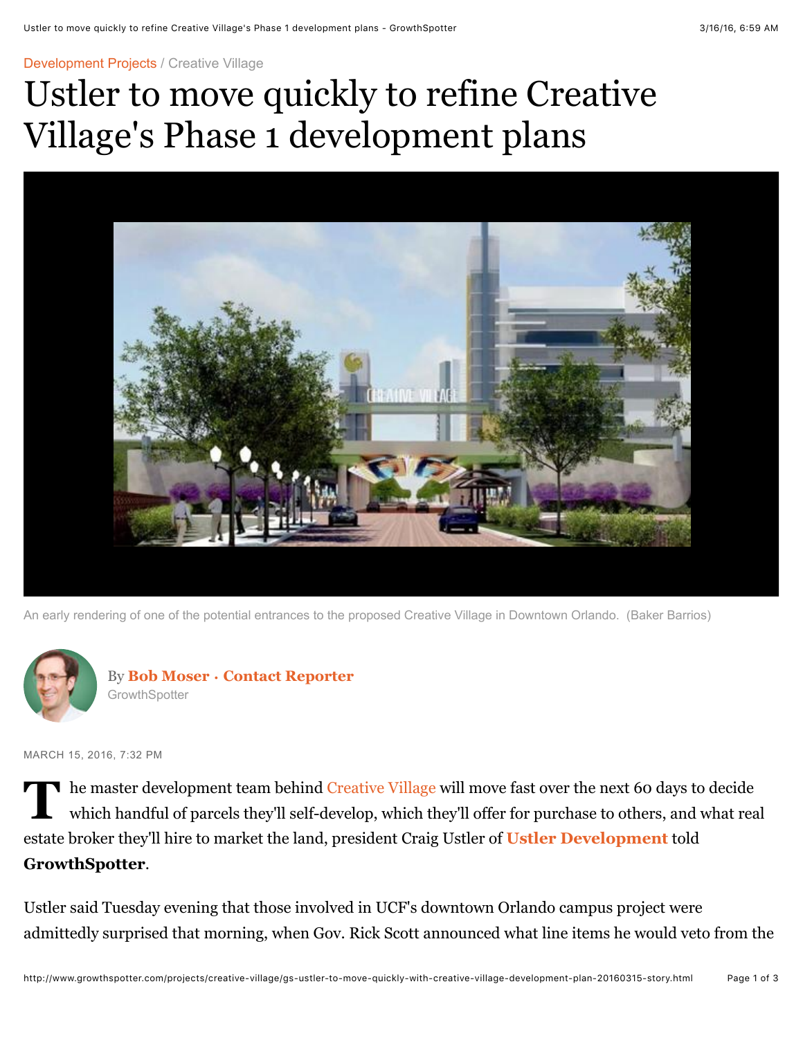Development Projects / Creative Village

# Ustler to move quickly to refine Creative Village's Phase 1 development plans

An early rendering of one of the potential entrances to the proposed Creative Village in Downtown Orlando. (Baker Barrios)

By **Bob Moser · Contact Reporter**
GrowthSpotter

MARCH 15, 2016, 7:32 PM

The master development team behind Creative Village will move fast over the next 60 days to decide which handful of parcels they'll self-develop, which they'll offer for purchase to others, and what real estate broker they'll hire to market the land, president Craig Ustler of **Ustler Development** told **GrowthSpotter**.

Ustler said Tuesday evening that those involved in UCF's downtown Orlando campus project were admittedly surprised that morning, when Gov. Rick Scott announced what line items he would veto from the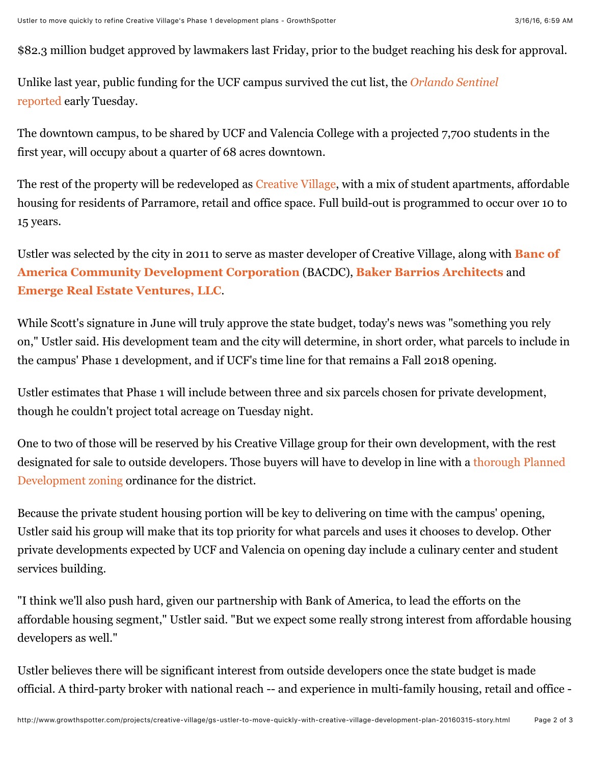$82.3 million budget approved by lawmakers last Friday, prior to the budget reaching his desk for approval.

Unlike last year, public funding for the UCF campus survived the cut list, the *Orlando Sentinel* reported early Tuesday.

The downtown campus, to be shared by UCF and Valencia College with a projected 7,700 students in the first year, will occupy about a quarter of 68 acres downtown.

The rest of the property will be redeveloped as Creative Village, with a mix of student apartments, affordable housing for residents of Parramore, retail and office space. Full build-out is programmed to occur over 10 to 15 years.

Ustler was selected by the city in 2011 to serve as master developer of Creative Village, along with **Banc of America Community Development Corporation** (BACDC), **Baker Barrios Architects** and **Emerge Real Estate Ventures, LLC**.

While Scott's signature in June will truly approve the state budget, today's news was "something you rely on," Ustler said. His development team and the city will determine, in short order, what parcels to include in the campus' Phase 1 development, and if UCF's time line for that remains a Fall 2018 opening.

Ustler estimates that Phase 1 will include between three and six parcels chosen for private development, though he couldn't project total acreage on Tuesday night.

One to two of those will be reserved by his Creative Village group for their own development, with the rest designated for sale to outside developers. Those buyers will have to develop in line with a thorough Planned Development zoning ordinance for the district.

Because the private student housing portion will be key to delivering on time with the campus' opening, Ustler said his group will make that its top priority for what parcels and uses it chooses to develop. Other private developments expected by UCF and Valencia on opening day include a culinary center and student services building.

"I think we'll also push hard, given our partnership with Bank of America, to lead the efforts on the affordable housing segment," Ustler said. "But we expect some really strong interest from affordable housing developers as well."

Ustler believes there will be significant interest from outside developers once the state budget is made official. A third-party broker with national reach -- and experience in multi-family housing, retail and office -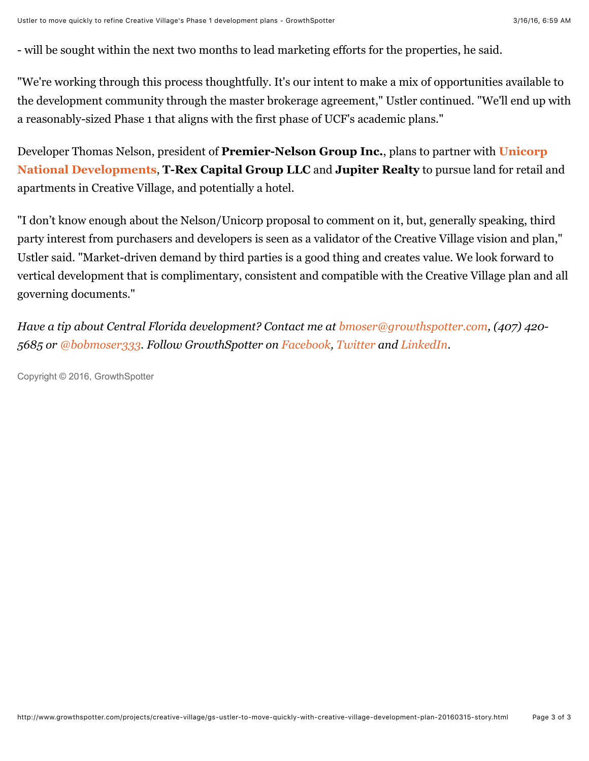- will be sought within the next two months to lead marketing efforts for the properties, he said.

"We're working through this process thoughtfully. It's our intent to make a mix of opportunities available to the development community through the master brokerage agreement," Ustler continued. "We'll end up with a reasonably-sized Phase 1 that aligns with the first phase of UCF's academic plans."

Developer Thomas Nelson, president of **Premier-Nelson Group Inc.**, plans to partner with **Unicorp National Developments**, **T-Rex Capital Group LLC** and **Jupiter Realty** to pursue land for retail and apartments in Creative Village, and potentially a hotel.

"I don't know enough about the Nelson/Unicorp proposal to comment on it, but, generally speaking, third party interest from purchasers and developers is seen as a validator of the Creative Village vision and plan," Ustler said. "Market-driven demand by third parties is a good thing and creates value. We look forward to vertical development that is complimentary, consistent and compatible with the Creative Village plan and all governing documents."

*Have a tip about Central Florida development? Contact me at bmoser@growthspotter.com, (407) 420-5685 or @bobmoser333. Follow GrowthSpotter on Facebook, Twitter and LinkedIn.*

Copyright © 2016, GrowthSpotter